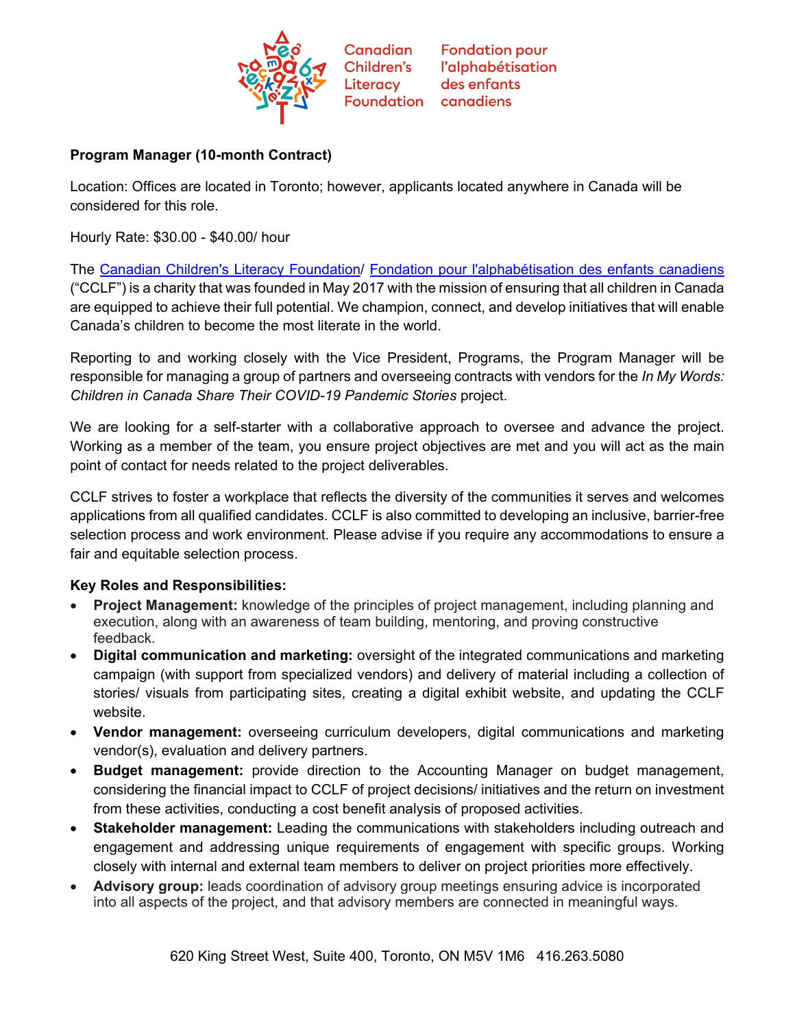Canadian Children's Literacy Foundation | Fondation pour l'alphabétisation des enfants canadiens

**Program Manager (10-month Contract)**

Location: Offices are located in Toronto; however, applicants located anywhere in Canada will be considered for this role.

Hourly Rate: $30.00 - $40.00/ hour

The Canadian Children's Literacy Foundation/ Fondation pour l'alphabétisation des enfants canadiens ("CCLF") is a charity that was founded in May 2017 with the mission of ensuring that all children in Canada are equipped to achieve their full potential. We champion, connect, and develop initiatives that will enable Canada's children to become the most literate in the world.

Reporting to and working closely with the Vice President, Programs, the Program Manager will be responsible for managing a group of partners and overseeing contracts with vendors for the *In My Words: Children in Canada Share Their COVID-19 Pandemic Stories* project.

We are looking for a self-starter with a collaborative approach to oversee and advance the project. Working as a member of the team, you ensure project objectives are met and you will act as the main point of contact for needs related to the project deliverables.

CCLF strives to foster a workplace that reflects the diversity of the communities it serves and welcomes applications from all qualified candidates. CCLF is also committed to developing an inclusive, barrier-free selection process and work environment. Please advise if you require any accommodations to ensure a fair and equitable selection process.

**Key Roles and Responsibilities:**

- **Project Management:** knowledge of the principles of project management, including planning and execution, along with an awareness of team building, mentoring, and proving constructive feedback.
- **Digital communication and marketing:** oversight of the integrated communications and marketing campaign (with support from specialized vendors) and delivery of material including a collection of stories/ visuals from participating sites, creating a digital exhibit website, and updating the CCLF website.
- **Vendor management:** overseeing curriculum developers, digital communications and marketing vendor(s), evaluation and delivery partners.
- **Budget management:** provide direction to the Accounting Manager on budget management, considering the financial impact to CCLF of project decisions/ initiatives and the return on investment from these activities, conducting a cost benefit analysis of proposed activities.
- **Stakeholder management:** Leading the communications with stakeholders including outreach and engagement and addressing unique requirements of engagement with specific groups. Working closely with internal and external team members to deliver on project priorities more effectively.
- **Advisory group:** leads coordination of advisory group meetings ensuring advice is incorporated into all aspects of the project, and that advisory members are connected in meaningful ways.

620 King Street West, Suite 400, Toronto, ON M5V 1M6 416.263.5080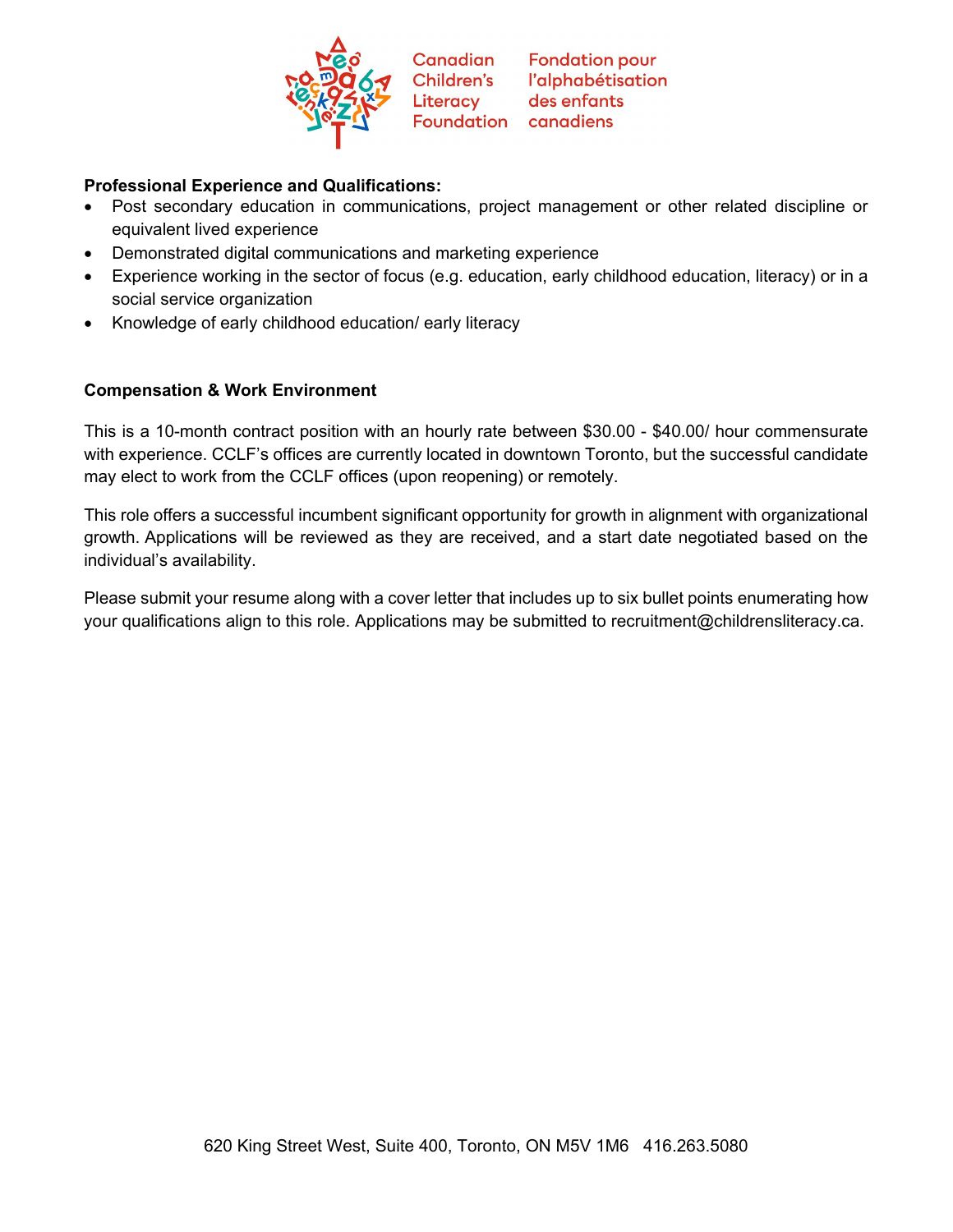**Professional Experience and Qualifications:**

- Post secondary education in communications, project management or other related discipline or equivalent lived experience
- Demonstrated digital communications and marketing experience
- Experience working in the sector of focus (e.g. education, early childhood education, literacy) or in a social service organization
- Knowledge of early childhood education/ early literacy

**Compensation & Work Environment**

This is a 10-month contract position with an hourly rate between $30.00 - $40.00/ hour commensurate with experience. CCLF's offices are currently located in downtown Toronto, but the successful candidate may elect to work from the CCLF offices (upon reopening) or remotely.

This role offers a successful incumbent significant opportunity for growth in alignment with organizational growth. Applications will be reviewed as they are received, and a start date negotiated based on the individual's availability.

Please submit your resume along with a cover letter that includes up to six bullet points enumerating how your qualifications align to this role. Applications may be submitted to recruitment@childrensliteracy.ca.